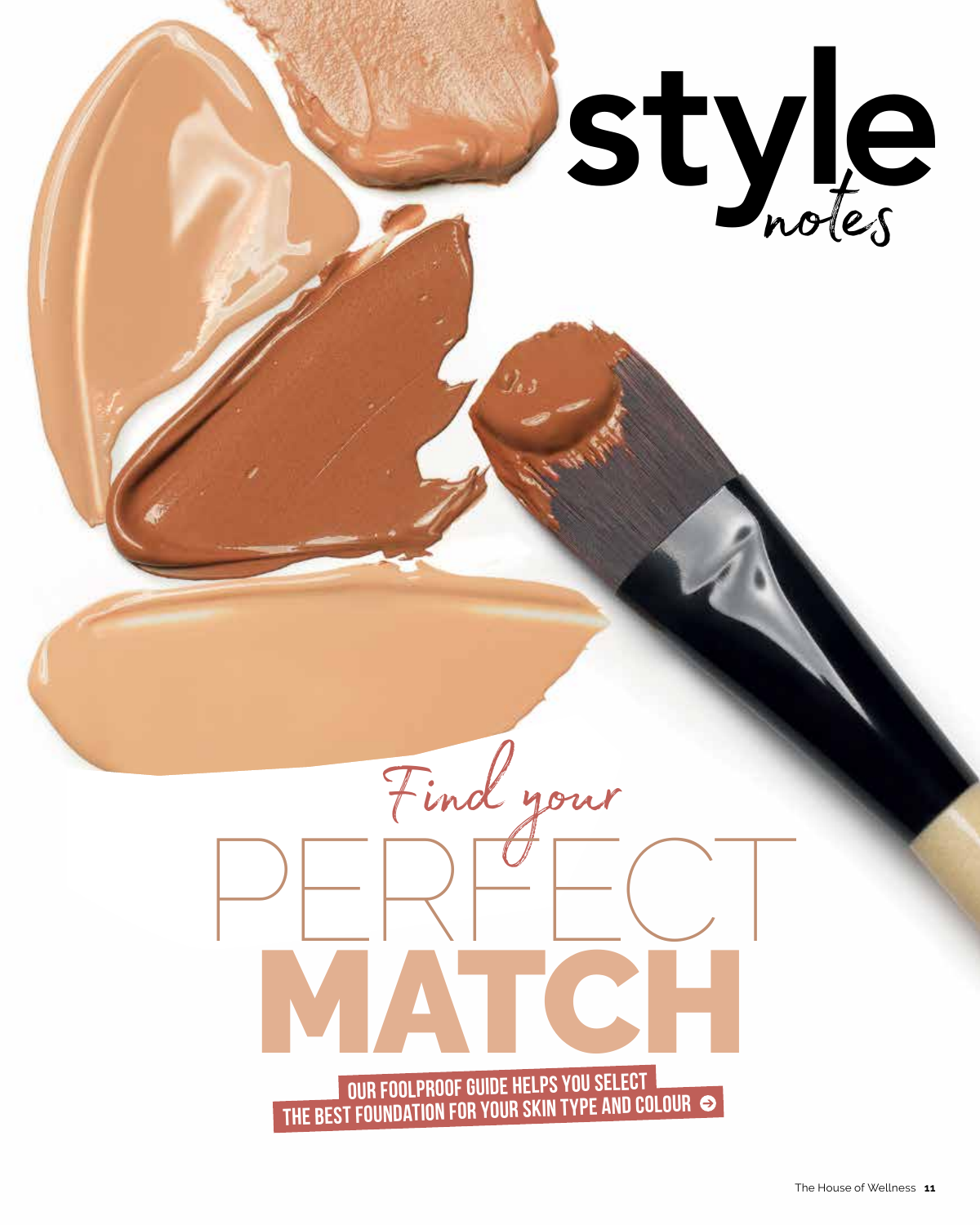# style notes

## Find your PERFECT MATCH

**OUR FOOLPROOF GUIDE HELPS YOU SELECT THE BEST FOUNDATION FOR YOUR SKIN TYPE AND COLOUR**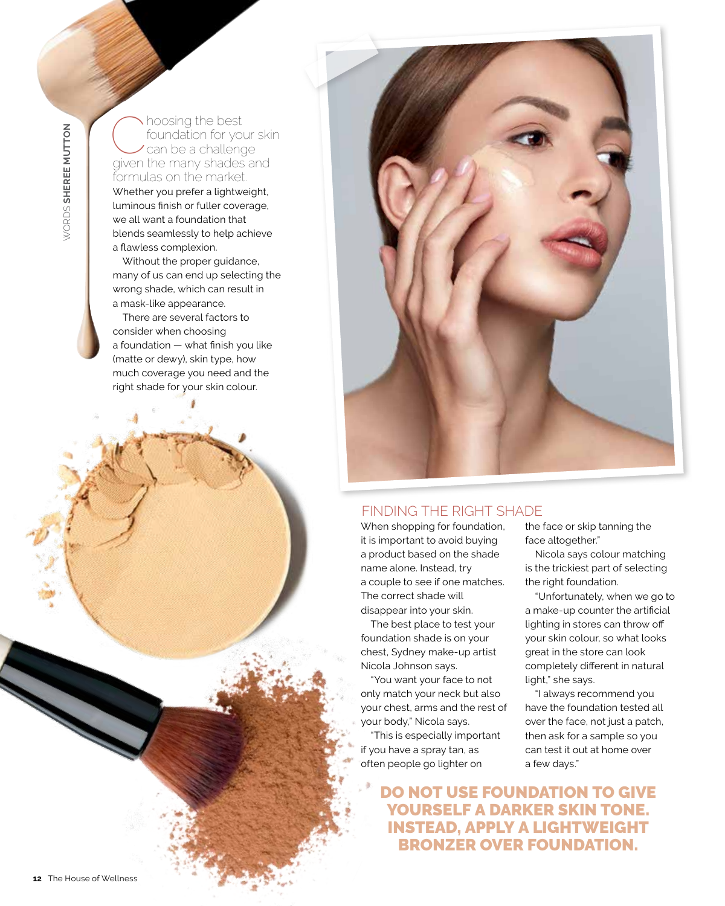WORDS **SHEREE MUTTON**

Choosing the best foundation for your skin can be a challenge given the many shades and formulas on the market.

Whether you prefer a lightweight, luminous finish or fuller coverage, we all want a foundation that blends seamlessly to help achieve a flawless complexion.

Without the proper guidance, many of us can end up selecting the wrong shade, which can result in a mask-like appearance.

There are several factors to consider when choosing a foundation — what finish you like (matte or dewy), skin type, how much coverage you need and the right shade for your skin colour.

## FINDING THE RIGHT SHADE

When shopping for foundation, it is important to avoid buying a product based on the shade name alone. Instead, try a couple to see if one matches. The correct shade will disappear into your skin.

The best place to test your foundation shade is on your chest, Sydney make-up artist Nicola Johnson says.

"You want your face to not only match your neck but also your chest, arms and the rest of your body," Nicola says.

"This is especially important if you have a spray tan, as often people go lighter on the face or skip tanning the face altogether."

Nicola says colour matching is the trickiest part of selecting the right foundation.

"Unfortunately, when we go to a make-up counter the artificial lighting in stores can throw off your skin colour, so what looks great in the store can look completely different in natural light," she says.

"I always recommend you have the foundation tested all over the face, not just a patch, then ask for a sample so you can test it out at home over a few days."

**DO NOT USE FOUNDATION TO GIVE YOURSELF A DARKER SKIN TONE. INSTEAD, APPLY A LIGHTWEIGHT BRONZER OVER FOUNDATION.**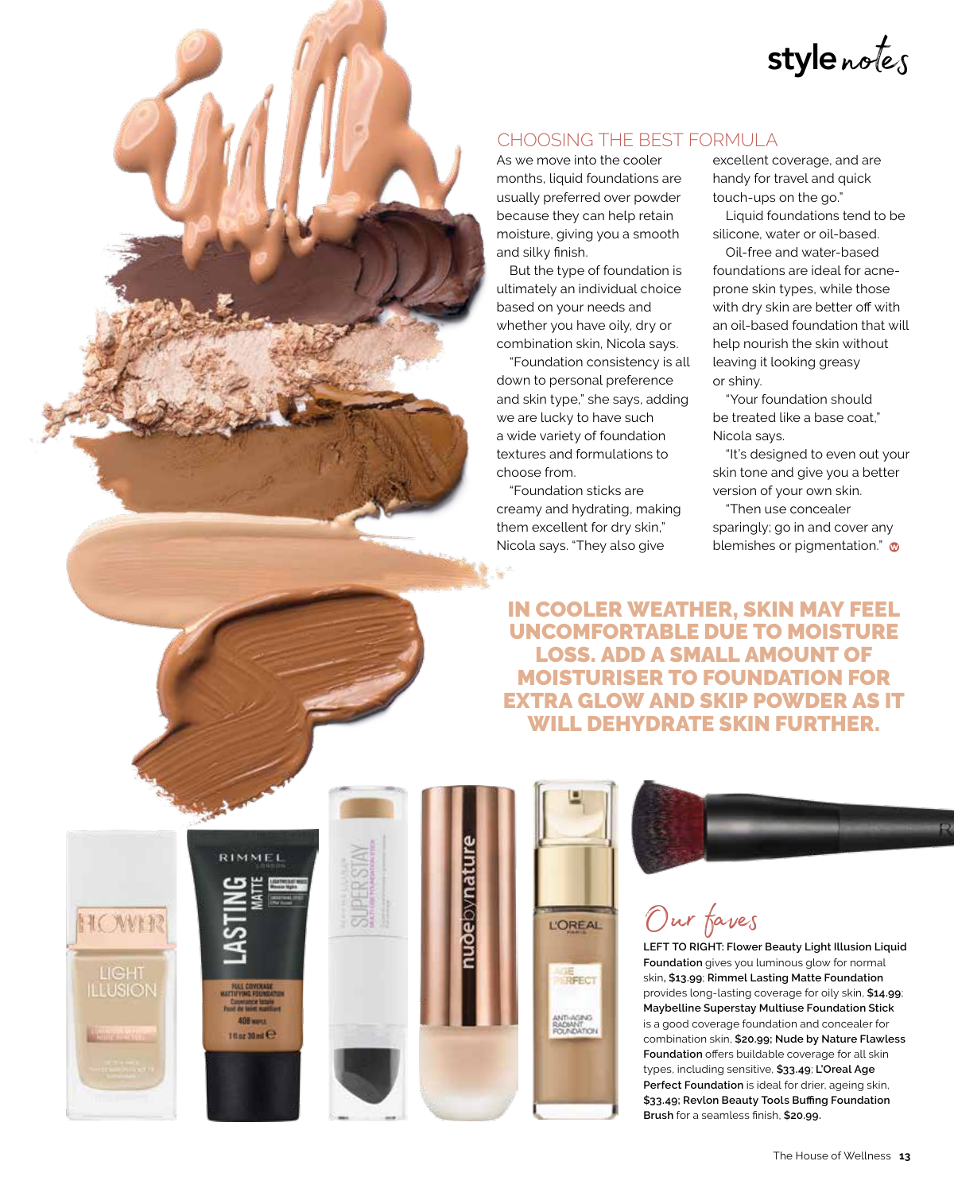## CHOOSING THE BEST FORMULA

As we move into the cooler months, liquid foundations are usually preferred over powder because they can help retain moisture, giving you a smooth and silky finish.

But the type of foundation is ultimately an individual choice based on your needs and whether you have oily, dry or combination skin, Nicola says.

"Foundation consistency is all down to personal preference and skin type," she says, adding we are lucky to have such a wide variety of foundation textures and formulations to choose from.

"Foundation sticks are creamy and hydrating, making them excellent for dry skin," Nicola says. "They also give excellent coverage, and are handy for travel and quick touch-ups on the go."

Liquid foundations tend to be silicone, water or oil-based.

Oil-free and water-based foundations are ideal for acne-prone skin types, while those with dry skin are better off with an oil-based foundation that will help nourish the skin without leaving it looking greasy or shiny.

"Your foundation should be treated like a base coat," Nicola says.

"It's designed to even out your skin tone and give you a better version of your own skin.

"Then use concealer sparingly; go in and cover any blemishes or pigmentation."

**IN COOLER WEATHER, SKIN MAY FEEL UNCOMFORTABLE DUE TO MOISTURE LOSS. ADD A SMALL AMOUNT OF MOISTURISER TO FOUNDATION FOR EXTRA GLOW AND SKIP POWDER AS IT WILL DEHYDRATE SKIN FURTHER.**

### Our faves

**LEFT TO RIGHT: Flower Beauty Light Illusion Liquid Foundation** gives you luminous glow for normal skin, **$13.99**; **Rimmel Lasting Matte Foundation** provides long-lasting coverage for oily skin, **$14.99**; **Maybelline Superstay Multiuse Foundation Stick** is a good coverage foundation and concealer for combination skin, **$20.99; Nude by Nature Flawless Foundation** offers buildable coverage for all skin types, including sensitive, **$33.49**; **L'Oreal Age Perfect Foundation** is ideal for drier, ageing skin, **$33.49; Revlon Beauty Tools Buffing Foundation Brush** for a seamless finish, **$20.99.**